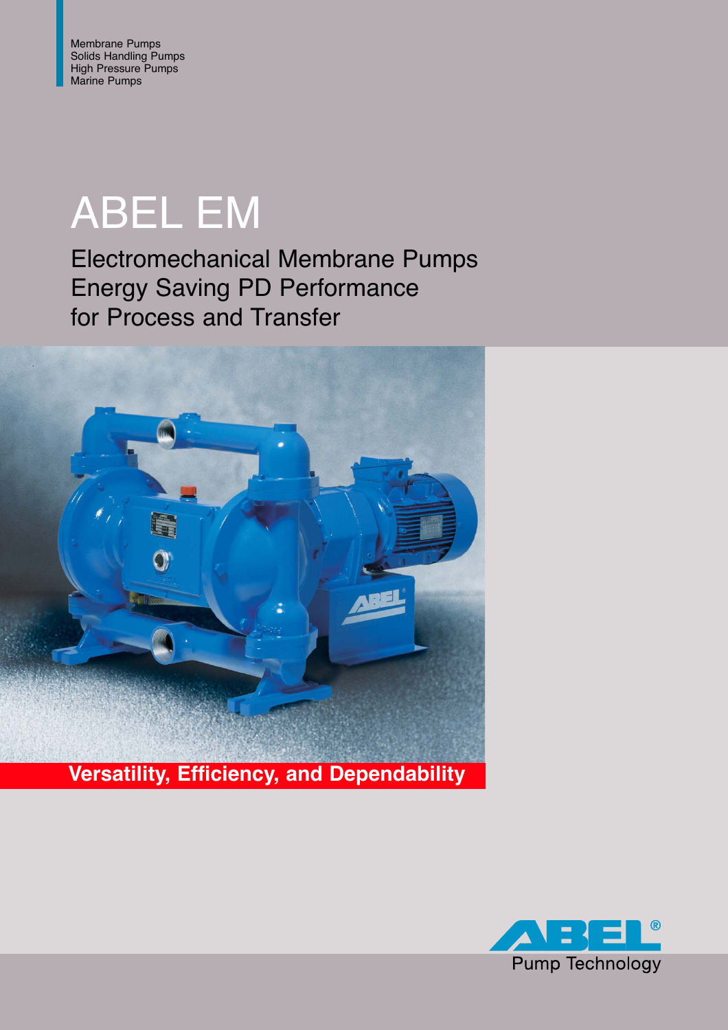Membrane Pumps
Solids Handling Pumps
High Pressure Pumps
Marine Pumps

# ABEL EM

## Electromechanical Membrane Pumps
## Energy Saving PD Performance
## for Process and Transfer

**Versatility, Efficiency, and Dependability**

ABEL®
Pump Technology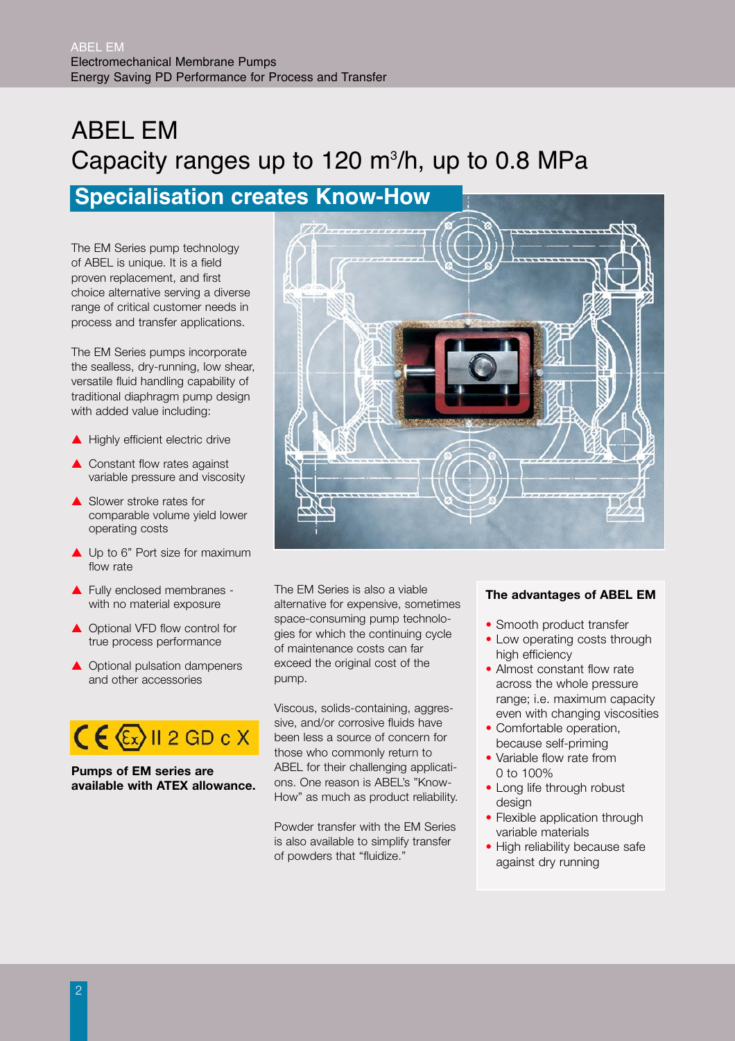# ABEL EM

## Capacity ranges up to 120 m³/h, up to 0.8 MPa

## Specialisation creates Know-How

The EM Series pump technology of ABEL is unique. It is a field proven replacement, and first choice alternative serving a diverse range of critical customer needs in process and transfer applications.

The EM Series pumps incorporate the sealless, dry-running, low shear, versatile fluid handling capability of traditional diaphragm pump design with added value including:

- Highly efficient electric drive
- Constant flow rates against variable pressure and viscosity
- Slower stroke rates for comparable volume yield lower operating costs
- Up to 6" Port size for maximum flow rate
- Fully enclosed membranes - with no material exposure
- Optional VFD flow control for true process performance
- Optional pulsation dampeners and other accessories

CE Ex II 2 GD c X

**Pumps of EM series are available with ATEX allowance.**

The EM Series is also a viable alternative for expensive, sometimes space-consuming pump technologies for which the continuing cycle of maintenance costs can far exceed the original cost of the pump.

Viscous, solids-containing, aggressive, and/or corrosive fluids have been less a source of concern for those who commonly return to ABEL for their challenging applications. One reason is ABEL's "Know-How" as much as product reliability.

Powder transfer with the EM Series is also available to simplify transfer of powders that "fluidize."

**The advantages of ABEL EM**

- Smooth product transfer
- Low operating costs through high efficiency
- Almost constant flow rate across the whole pressure range; i.e. maximum capacity even with changing viscosities
- Comfortable operation, because self-priming
- Variable flow rate from 0 to 100%
- Long life through robust design
- Flexible application through variable materials
- High reliability because safe against dry running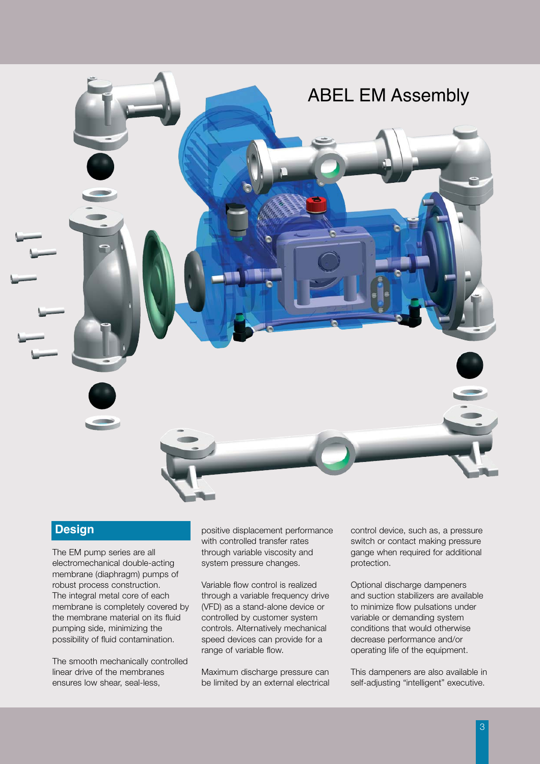ABEL EM Assembly

## Design

The EM pump series are all electromechanical double-acting membrane (diaphragm) pumps of robust process construction. The integral metal core of each membrane is completely covered by the membrane material on its fluid pumping side, minimizing the possibility of fluid contamination.

The smooth mechanically controlled linear drive of the membranes ensures low shear, seal-less, positive displacement performance with controlled transfer rates through variable viscosity and system pressure changes.

Variable flow control is realized through a variable frequency drive (VFD) as a stand-alone device or controlled by customer system controls. Alternatively mechanical speed devices can provide for a range of variable flow.

Maximum discharge pressure can be limited by an external electrical control device, such as, a pressure switch or contact making pressure gange when required for additional protection.

Optional discharge dampeners and suction stabilizers are available to minimize flow pulsations under variable or demanding system conditions that would otherwise decrease performance and/or operating life of the equipment.

This dampeners are also available in self-adjusting "intelligent" executive.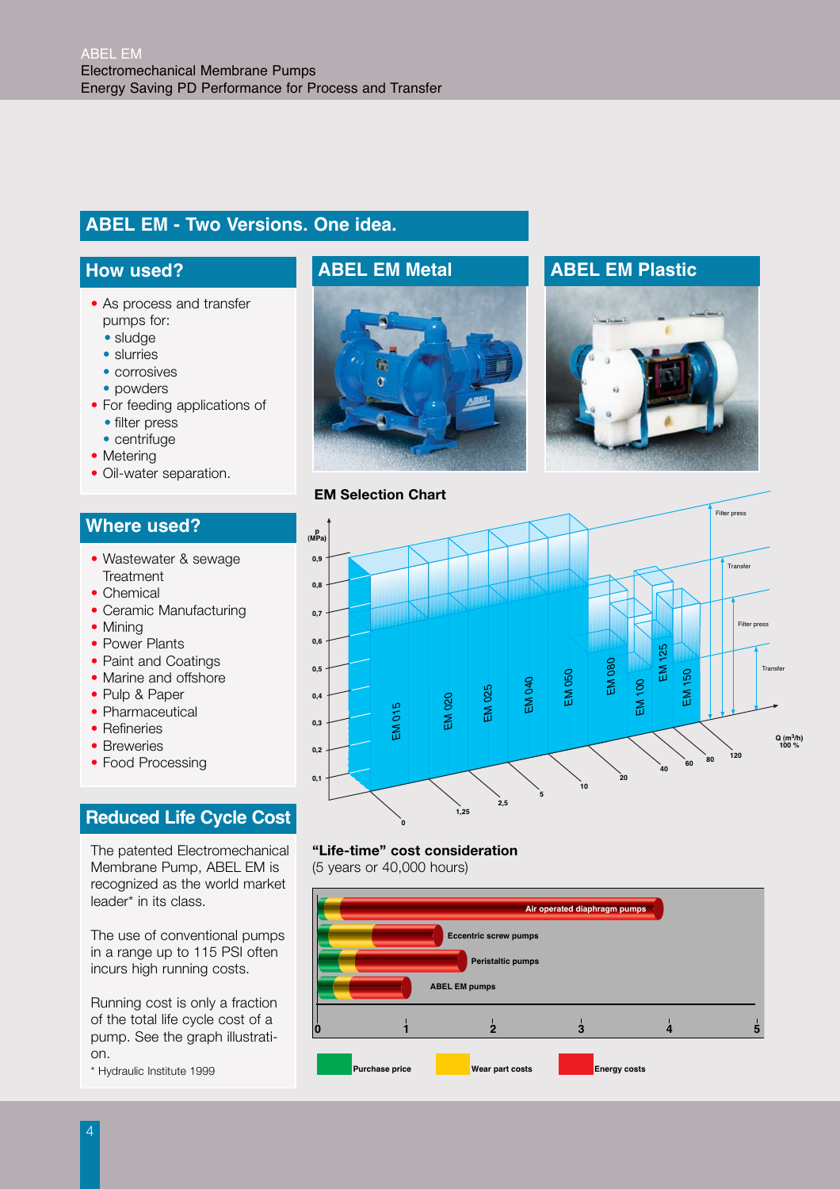## ABEL EM - Two Versions. One idea.

### How used?

- As process and transfer pumps for:
  - sludge
  - slurries
  - corrosives
  - powders
- For feeding applications of
  - filter press
  - centrifuge
- Metering
- Oil-water separation.

### Where used?

- Wastewater & sewage Treatment
- Chemical
- Ceramic Manufacturing
- Mining
- Power Plants
- Paint and Coatings
- Marine and offshore
- Pulp & Paper
- Pharmaceutical
- Refineries
- Breweries
- Food Processing

### Reduced Life Cycle Cost

The patented Electromechanical Membrane Pump, ABEL EM is recognized as the world market leader* in its class.

The use of conventional pumps in a range up to 115 PSI often incurs high running costs.

Running cost is only a fraction of the total life cycle cost of a pump. See the graph illustration.

\* Hydraulic Institute 1999

### ABEL EM Metal

### ABEL EM Plastic

**EM Selection Chart**

p (MPa)
0,9
0,8
0,7
0,6
0,5
0,4
0,3
0,2
0,1
EM 015
EM 020
EM 025
EM 040
EM 050
EM 080
EM 100
EM 125
EM 150
Filter press
Transfer
Filter press
Transfer
Q ($m^3$/h) 100 %
0
1,25
2,5
5
10
20
40
60
80
120

**"Life-time" cost consideration**
(5 years or 40,000 hours)

Air operated diaphragm pumps
Eccentric screw pumps
Peristaltic pumps
ABEL EM pumps
0
1
2
3
4
5
Purchase price
Wear part costs
Energy costs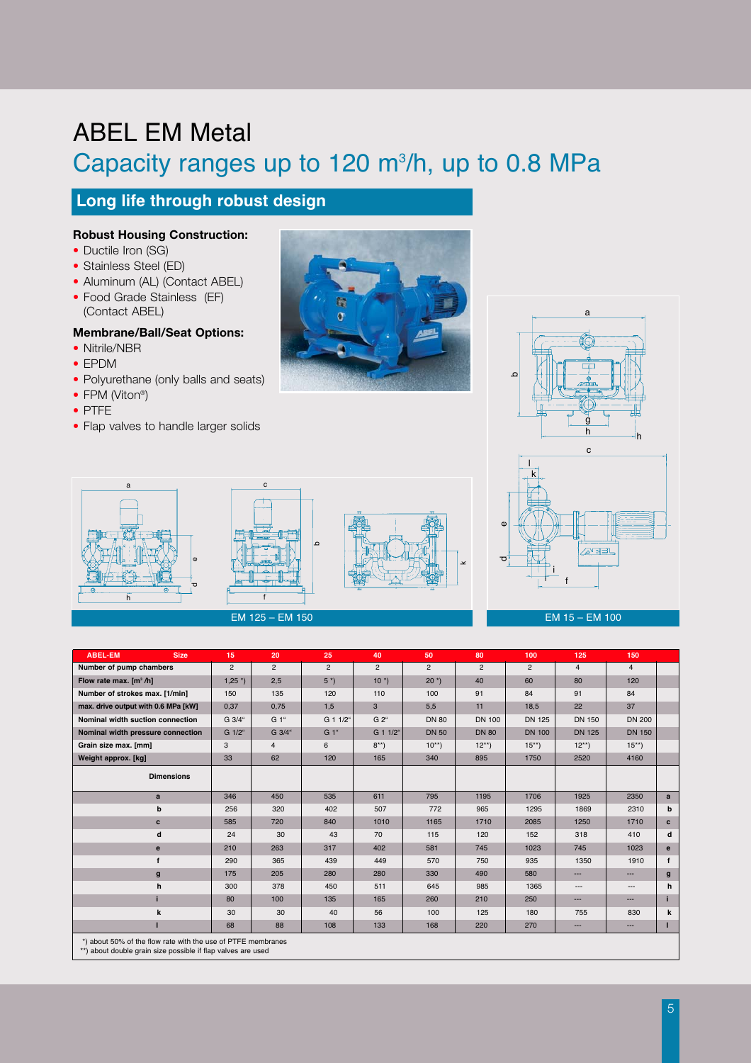# ABEL EM Metal

## Capacity ranges up to 120 m³/h, up to 0.8 MPa

### Long life through robust design

**Robust Housing Construction:**

- Ductile Iron (SG)
- Stainless Steel (ED)
- Aluminum (AL) (Contact ABEL)
- Food Grade Stainless (EF) (Contact ABEL)

**Membrane/Ball/Seat Options:**

- Nitrile/NBR
- EPDM
- Polyurethane (only balls and seats)
- FPM (Viton®)
- PTFE
- Flap valves to handle larger solids

EM 125 – EM 150

EM 15 – EM 100

| ABEL-EM Size | 15 | 20 | 25 | 40 | 50 | 80 | 100 | 125 | 150 | |
|---|---|---|---|---|---|---|---|---|---|---|
| Number of pump chambers | 2 | 2 | 2 | 2 | 2 | 2 | 2 | 4 | 4 | |
| Flow rate max. [m³ /h] | 1,25 *) | 2,5 | 5 *) | 10 *) | 20 *) | 40 | 60 | 80 | 120 | |
| Number of strokes max. [1/min] | 150 | 135 | 120 | 110 | 100 | 91 | 84 | 91 | 84 | |
| max. drive output with 0.6 MPa [kW] | 0,37 | 0,75 | 1,5 | 3 | 5,5 | 11 | 18,5 | 22 | 37 | |
| Nominal width suction connection | G 3/4" | G 1" | G 1 1/2" | G 2" | DN 80 | DN 100 | DN 125 | DN 150 | DN 200 | |
| Nominal width pressure connection | G 1/2" | G 3/4" | G 1" | G 1 1/2" | DN 50 | DN 80 | DN 100 | DN 125 | DN 150 | |
| Grain size max. [mm] | 3 | 4 | 6 | 8**) | 10**) | 12**) | 15**) | 12**) | 15**) | |
| Weight approx. [kg] | 33 | 62 | 120 | 165 | 340 | 895 | 1750 | 2520 | 4160 | |
| Dimensions | | | | | | | | | | |
| a | 346 | 450 | 535 | 611 | 795 | 1195 | 1706 | 1925 | 2350 | a |
| b | 256 | 320 | 402 | 507 | 772 | 965 | 1295 | 1869 | 2310 | b |
| c | 585 | 720 | 840 | 1010 | 1165 | 1710 | 2085 | 1250 | 1710 | c |
| d | 24 | 30 | 43 | 70 | 115 | 120 | 152 | 318 | 410 | d |
| e | 210 | 263 | 317 | 402 | 581 | 745 | 1023 | 745 | 1023 | e |
| f | 290 | 365 | 439 | 449 | 570 | 750 | 935 | 1350 | 1910 | f |
| g | 175 | 205 | 280 | 280 | 330 | 490 | 580 | --- | --- | g |
| h | 300 | 378 | 450 | 511 | 645 | 985 | 1365 | --- | --- | h |
| i | 80 | 100 | 135 | 165 | 260 | 210 | 250 | --- | --- | i |
| k | 30 | 30 | 40 | 56 | 100 | 125 | 180 | 755 | 830 | k |
| l | 68 | 88 | 108 | 133 | 168 | 220 | 270 | --- | --- | l |

*) about 50% of the flow rate with the use of PTFE membranes
**) about double grain size possible if flap valves are used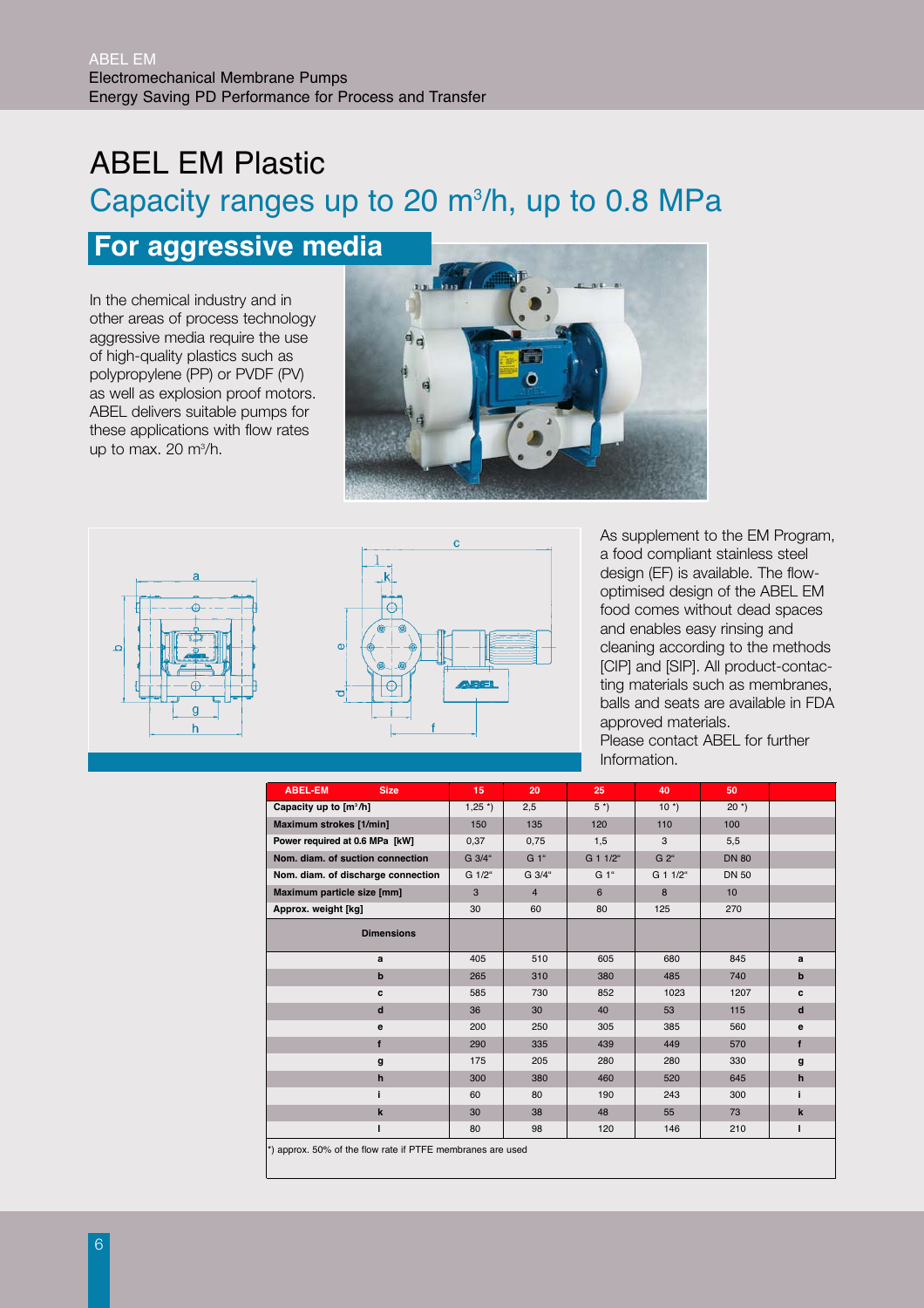# ABEL EM Plastic

## Capacity ranges up to 20 m³/h, up to 0.8 MPa

### For aggressive media

In the chemical industry and in other areas of process technology aggressive media require the use of high-quality plastics such as polypropylene (PP) or PVDF (PV) as well as explosion proof motors. ABEL delivers suitable pumps for these applications with flow rates up to max. 20 m³/h.

As supplement to the EM Program, a food compliant stainless steel design (EF) is available. The flow-optimised design of the ABEL EM food comes without dead spaces and enables easy rinsing and cleaning according to the methods [CIP] and [SIP]. All product-contacting materials such as membranes, balls and seats are available in FDA approved materials.
Please contact ABEL for further Information.

| ABEL-EM Size | 15 | 20 | 25 | 40 | 50 | |
|---|---|---|---|---|---|---|
| Capacity up to [m³/h] | 1,25 *) | 2,5 | 5 *) | 10 *) | 20 *) | |
| Maximum strokes [1/min] | 150 | 135 | 120 | 110 | 100 | |
| Power required at 0.6 MPa [kW] | 0,37 | 0,75 | 1,5 | 3 | 5,5 | |
| Nom. diam. of suction connection | G 3/4" | G 1" | G 1 1/2" | G 2" | DN 80 | |
| Nom. diam. of discharge connection | G 1/2" | G 3/4" | G 1" | G 1 1/2" | DN 50 | |
| Maximum particle size [mm] | 3 | 4 | 6 | 8 | 10 | |
| Approx. weight [kg] | 30 | 60 | 80 | 125 | 270 | |
| Dimensions | | | | | | |
| a | 405 | 510 | 605 | 680 | 845 | a |
| b | 265 | 310 | 380 | 485 | 740 | b |
| c | 585 | 730 | 852 | 1023 | 1207 | c |
| d | 36 | 30 | 40 | 53 | 115 | d |
| e | 200 | 250 | 305 | 385 | 560 | e |
| f | 290 | 335 | 439 | 449 | 570 | f |
| g | 175 | 205 | 280 | 280 | 330 | g |
| h | 300 | 380 | 460 | 520 | 645 | h |
| i | 60 | 80 | 190 | 243 | 300 | i |
| k | 30 | 38 | 48 | 55 | 73 | k |
| l | 80 | 98 | 120 | 146 | 210 | l |

*) approx. 50% of the flow rate if PTFE membranes are used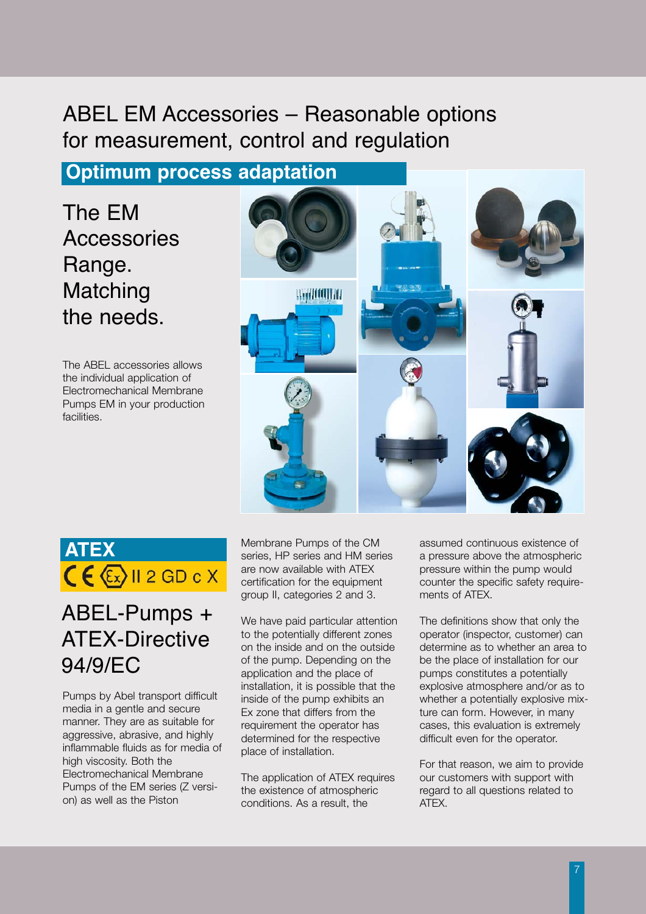# ABEL EM Accessories – Reasonable options for measurement, control and regulation

## Optimum process adaptation

### The EM Accessories Range. Matching the needs.

The ABEL accessories allows the individual application of Electromechanical Membrane Pumps EM in your production facilities.

## ATEX

CE Ex II 2 GD c X

### ABEL-Pumps + ATEX-Directive 94/9/EC

Pumps by Abel transport difficult media in a gentle and secure manner. They are as suitable for aggressive, abrasive, and highly inflammable fluids as for media of high viscosity. Both the Electromechanical Membrane Pumps of the EM series (Z version) as well as the Piston Membrane Pumps of the CM series, HP series and HM series are now available with ATEX certification for the equipment group II, categories 2 and 3.

We have paid particular attention to the potentially different zones on the inside and on the outside of the pump. Depending on the application and the place of installation, it is possible that the inside of the pump exhibits an Ex zone that differs from the requirement the operator has determined for the respective place of installation.

The application of ATEX requires the existence of atmospheric conditions. As a result, the assumed continuous existence of a pressure above the atmospheric pressure within the pump would counter the specific safety requirements of ATEX.

The definitions show that only the operator (inspector, customer) can determine as to whether an area to be the place of installation for our pumps constitutes a potentially explosive atmosphere and/or as to whether a potentially explosive mixture can form. However, in many cases, this evaluation is extremely difficult even for the operator.

For that reason, we aim to provide our customers with support with regard to all questions related to ATEX.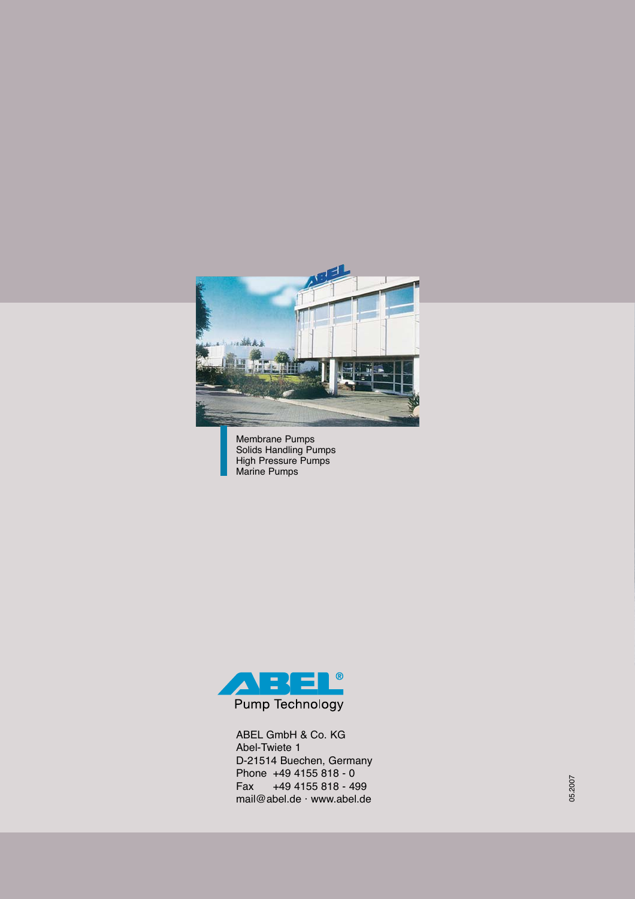Membrane Pumps
Solids Handling Pumps
High Pressure Pumps
Marine Pumps

ABEL®
Pump Technology

ABEL GmbH & Co. KG
Abel-Twiete 1
D-21514 Buechen, Germany
Phone +49 4155 818 - 0
Fax +49 4155 818 - 499
mail@abel.de · www.abel.de

05.2007